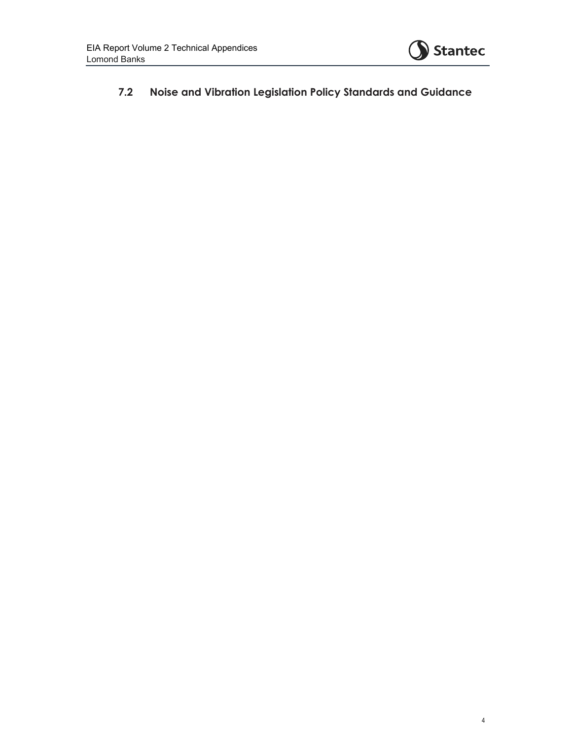## 7.2 Noise and Vibration Legislation Policy Standards and Guidance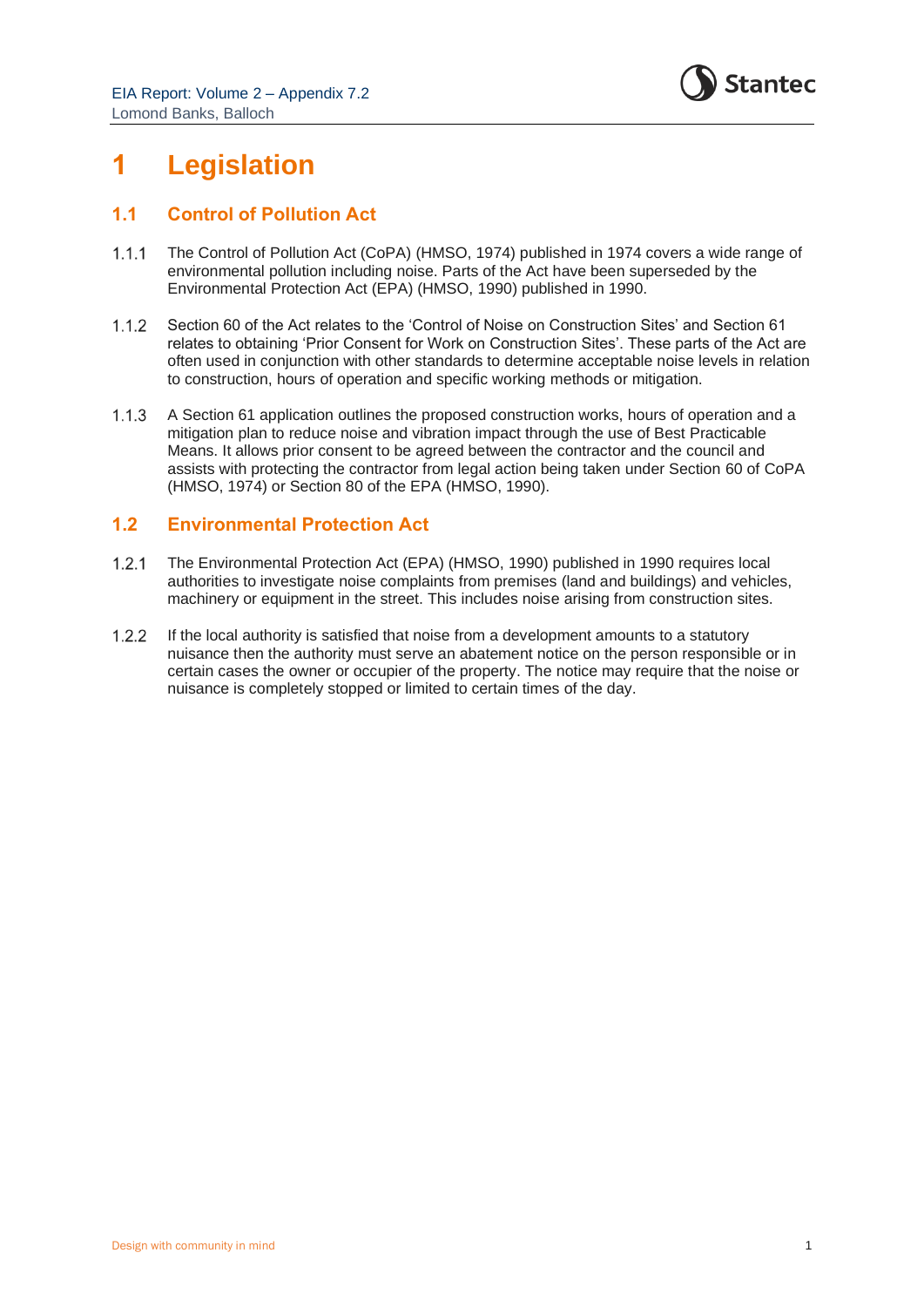# 1 Legislation

## 1.1 Control of Pollution Act

1.1.1 The Control of Pollution Act (CoPA) (HMSO, 1974) published in 1974 covers a wide range of environmental pollution including noise. Parts of the Act have been superseded by the Environmental Protection Act (EPA) (HMSO, 1990) published in 1990.

1.1.2 Section 60 of the Act relates to the 'Control of Noise on Construction Sites' and Section 61 relates to obtaining 'Prior Consent for Work on Construction Sites'. These parts of the Act are often used in conjunction with other standards to determine acceptable noise levels in relation to construction, hours of operation and specific working methods or mitigation.

1.1.3 A Section 61 application outlines the proposed construction works, hours of operation and a mitigation plan to reduce noise and vibration impact through the use of Best Practicable Means. It allows prior consent to be agreed between the contractor and the council and assists with protecting the contractor from legal action being taken under Section 60 of CoPA (HMSO, 1974) or Section 80 of the EPA (HMSO, 1990).

## 1.2 Environmental Protection Act

1.2.1 The Environmental Protection Act (EPA) (HMSO, 1990) published in 1990 requires local authorities to investigate noise complaints from premises (land and buildings) and vehicles, machinery or equipment in the street. This includes noise arising from construction sites.

1.2.2 If the local authority is satisfied that noise from a development amounts to a statutory nuisance then the authority must serve an abatement notice on the person responsible or in certain cases the owner or occupier of the property. The notice may require that the noise or nuisance is completely stopped or limited to certain times of the day.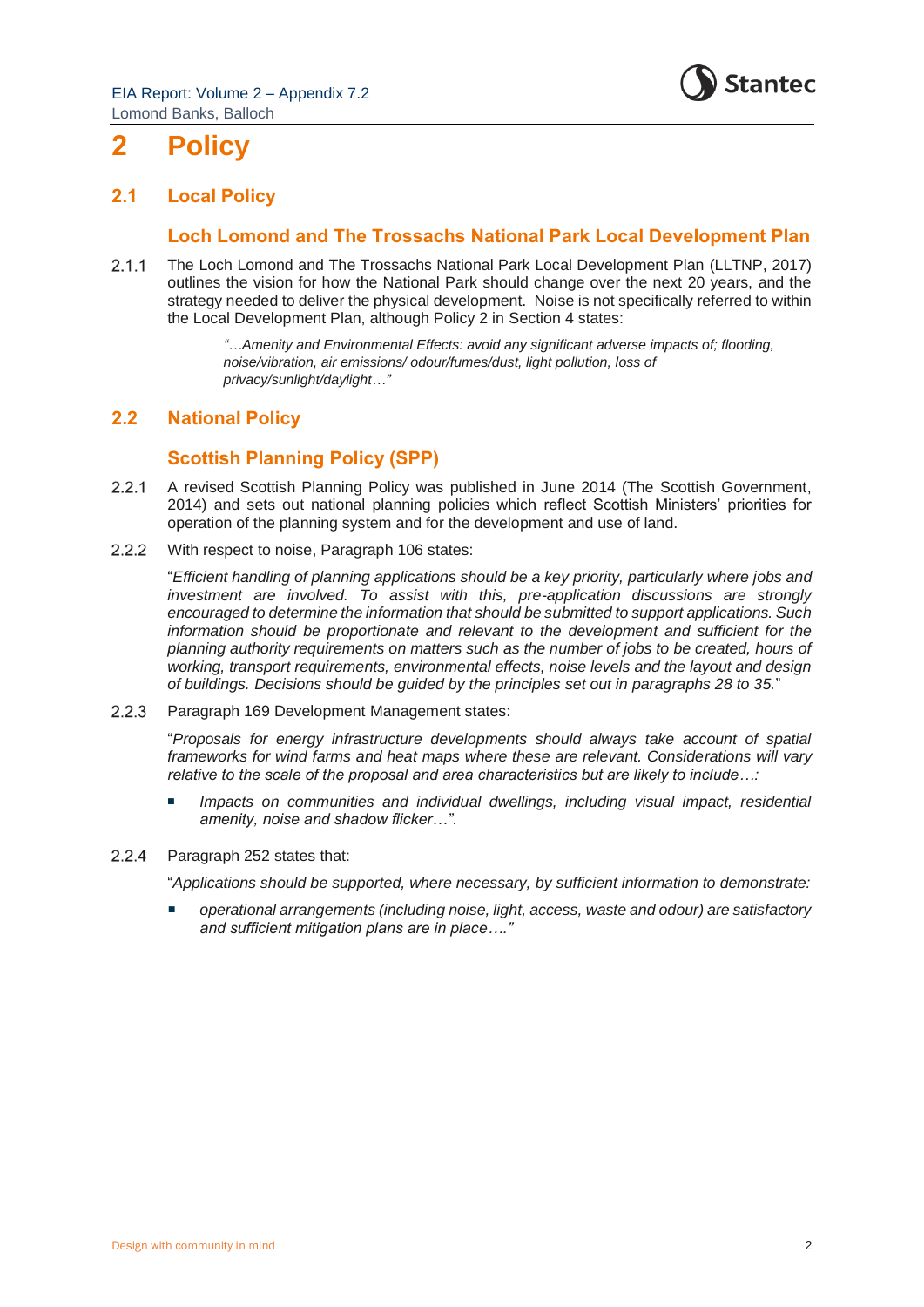# 2 Policy

## 2.1 Local Policy

### Loch Lomond and The Trossachs National Park Local Development Plan

2.1.1 The Loch Lomond and The Trossachs National Park Local Development Plan (LLTNP, 2017) outlines the vision for how the National Park should change over the next 20 years, and the strategy needed to deliver the physical development. Noise is not specifically referred to within the Local Development Plan, although Policy 2 in Section 4 states:

> *"…Amenity and Environmental Effects: avoid any significant adverse impacts of; flooding, noise/vibration, air emissions/ odour/fumes/dust, light pollution, loss of privacy/sunlight/daylight…"*

## 2.2 National Policy

### Scottish Planning Policy (SPP)

2.2.1 A revised Scottish Planning Policy was published in June 2014 (The Scottish Government, 2014) and sets out national planning policies which reflect Scottish Ministers' priorities for operation of the planning system and for the development and use of land.

2.2.2 With respect to noise, Paragraph 106 states:

"*Efficient handling of planning applications should be a key priority, particularly where jobs and investment are involved. To assist with this, pre-application discussions are strongly encouraged to determine the information that should be submitted to support applications. Such information should be proportionate and relevant to the development and sufficient for the planning authority requirements on matters such as the number of jobs to be created, hours of working, transport requirements, environmental effects, noise levels and the layout and design of buildings. Decisions should be guided by the principles set out in paragraphs 28 to 35.*"

2.2.3 Paragraph 169 Development Management states:

"*Proposals for energy infrastructure developments should always take account of spatial frameworks for wind farms and heat maps where these are relevant. Considerations will vary relative to the scale of the proposal and area characteristics but are likely to include….:*

- *Impacts on communities and individual dwellings, including visual impact, residential amenity, noise and shadow flicker…".*

2.2.4 Paragraph 252 states that:

"*Applications should be supported, where necessary, by sufficient information to demonstrate:*

- *operational arrangements (including noise, light, access, waste and odour) are satisfactory and sufficient mitigation plans are in place…."*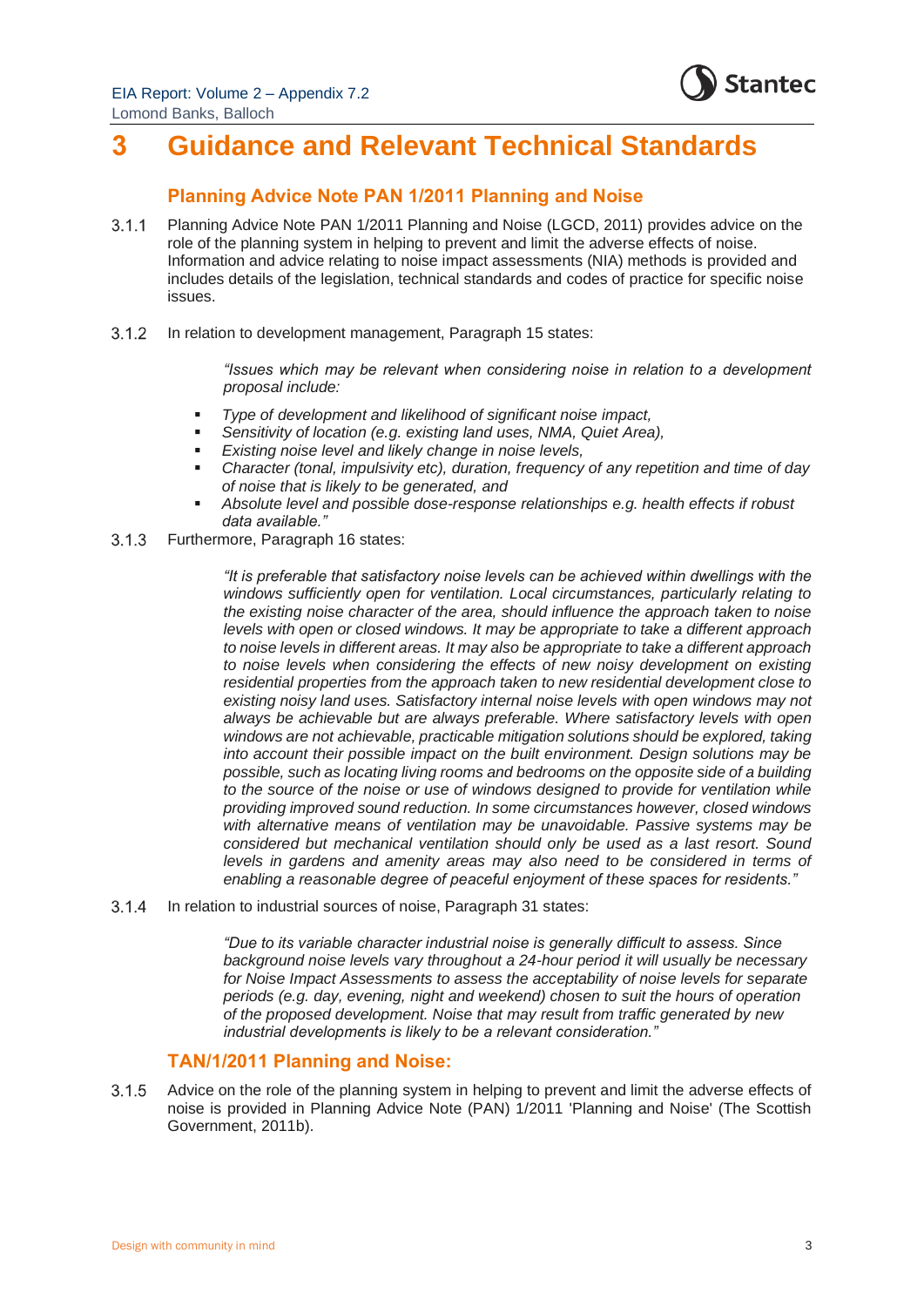# 3 Guidance and Relevant Technical Standards

## Planning Advice Note PAN 1/2011 Planning and Noise

3.1.1 Planning Advice Note PAN 1/2011 Planning and Noise (LGCD, 2011) provides advice on the role of the planning system in helping to prevent and limit the adverse effects of noise. Information and advice relating to noise impact assessments (NIA) methods is provided and includes details of the legislation, technical standards and codes of practice for specific noise issues.

3.1.2 In relation to development management, Paragraph 15 states:

> *"Issues which may be relevant when considering noise in relation to a development proposal include:*

- *Type of development and likelihood of significant noise impact,*
- *Sensitivity of location (e.g. existing land uses, NMA, Quiet Area),*
- *Existing noise level and likely change in noise levels,*
- *Character (tonal, impulsivity etc), duration, frequency of any repetition and time of day of noise that is likely to be generated, and*
- *Absolute level and possible dose-response relationships e.g. health effects if robust data available."*

3.1.3 Furthermore, Paragraph 16 states:

> *"It is preferable that satisfactory noise levels can be achieved within dwellings with the windows sufficiently open for ventilation. Local circumstances, particularly relating to the existing noise character of the area, should influence the approach taken to noise levels with open or closed windows. It may be appropriate to take a different approach to noise levels in different areas. It may also be appropriate to take a different approach to noise levels when considering the effects of new noisy development on existing residential properties from the approach taken to new residential development close to existing noisy land uses. Satisfactory internal noise levels with open windows may not always be achievable but are always preferable. Where satisfactory levels with open windows are not achievable, practicable mitigation solutions should be explored, taking into account their possible impact on the built environment. Design solutions may be possible, such as locating living rooms and bedrooms on the opposite side of a building to the source of the noise or use of windows designed to provide for ventilation while providing improved sound reduction. In some circumstances however, closed windows with alternative means of ventilation may be unavoidable. Passive systems may be considered but mechanical ventilation should only be used as a last resort. Sound levels in gardens and amenity areas may also need to be considered in terms of enabling a reasonable degree of peaceful enjoyment of these spaces for residents."*

3.1.4 In relation to industrial sources of noise, Paragraph 31 states:

> *"Due to its variable character industrial noise is generally difficult to assess. Since background noise levels vary throughout a 24-hour period it will usually be necessary for Noise Impact Assessments to assess the acceptability of noise levels for separate periods (e.g. day, evening, night and weekend) chosen to suit the hours of operation of the proposed development. Noise that may result from traffic generated by new industrial developments is likely to be a relevant consideration."*

## TAN/1/2011 Planning and Noise:

3.1.5 Advice on the role of the planning system in helping to prevent and limit the adverse effects of noise is provided in Planning Advice Note (PAN) 1/2011 'Planning and Noise' (The Scottish Government, 2011b).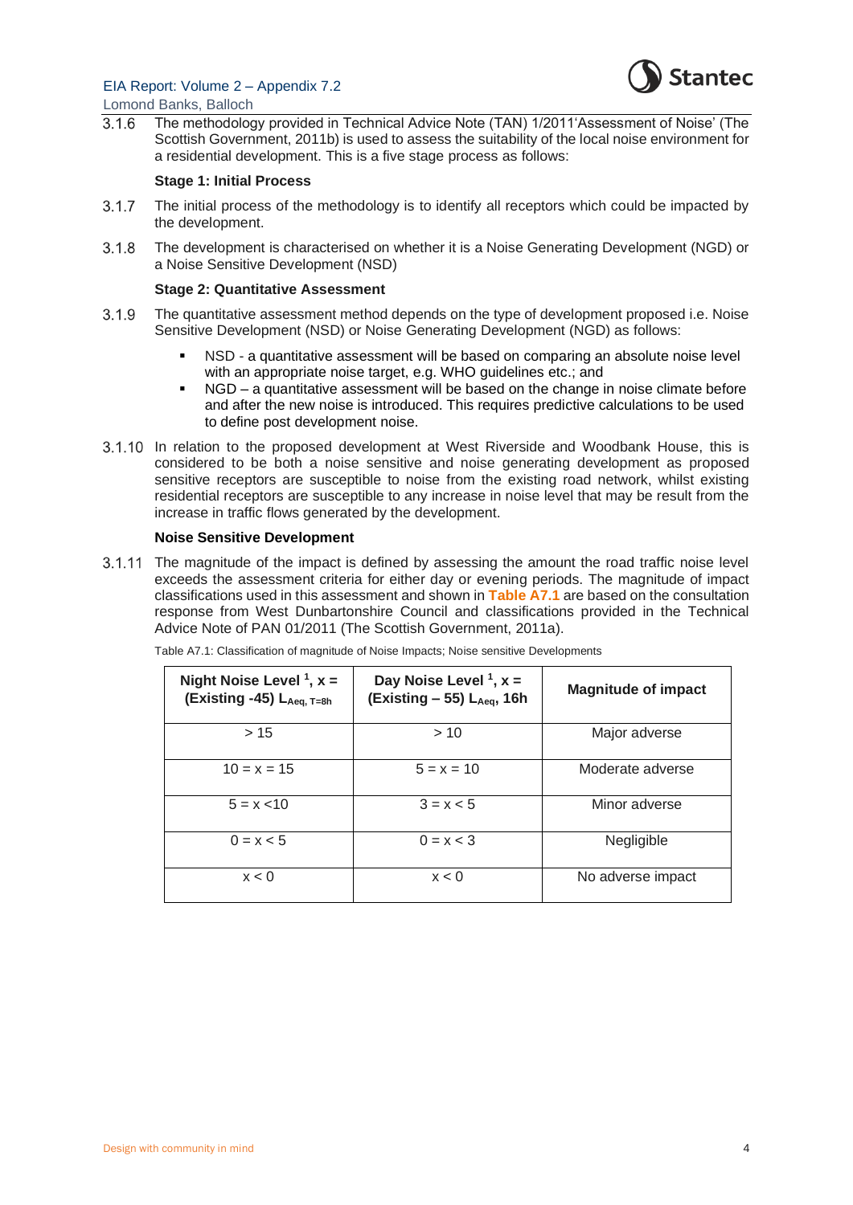3.1.6 The methodology provided in Technical Advice Note (TAN) 1/2011'Assessment of Noise' (The Scottish Government, 2011b) is used to assess the suitability of the local noise environment for a residential development. This is a five stage process as follows:

**Stage 1: Initial Process**

3.1.7 The initial process of the methodology is to identify all receptors which could be impacted by the development.

3.1.8 The development is characterised on whether it is a Noise Generating Development (NGD) or a Noise Sensitive Development (NSD)

**Stage 2: Quantitative Assessment**

3.1.9 The quantitative assessment method depends on the type of development proposed i.e. Noise Sensitive Development (NSD) or Noise Generating Development (NGD) as follows:

- NSD - a quantitative assessment will be based on comparing an absolute noise level with an appropriate noise target, e.g. WHO guidelines etc.; and
- NGD – a quantitative assessment will be based on the change in noise climate before and after the new noise is introduced. This requires predictive calculations to be used to define post development noise.

3.1.10 In relation to the proposed development at West Riverside and Woodbank House, this is considered to be both a noise sensitive and noise generating development as proposed sensitive receptors are susceptible to noise from the existing road network, whilst existing residential receptors are susceptible to any increase in noise level that may be result from the increase in traffic flows generated by the development.

**Noise Sensitive Development**

3.1.11 The magnitude of the impact is defined by assessing the amount the road traffic noise level exceeds the assessment criteria for either day or evening periods. The magnitude of impact classifications used in this assessment and shown in **Table A7.1** are based on the consultation response from West Dunbartonshire Council and classifications provided in the Technical Advice Note of PAN 01/2011 (The Scottish Government, 2011a).

Table A7.1: Classification of magnitude of Noise Impacts; Noise sensitive Developments

| Night Noise Level [1], x = (Existing -45) $L_{Aeq,\,T=8h}$ | Day Noise Level [1], x = (Existing – 55) $L_{Aeq}$, 16h | Magnitude of impact |
|---|---|---|
| > 15 | > 10 | Major adverse |
| 10 = x = 15 | 5 = x = 10 | Moderate adverse |
| 5 = x <10 | 3 = x < 5 | Minor adverse |
| 0 = x < 5 | 0 = x < 3 | Negligible |
| x < 0 | x < 0 | No adverse impact |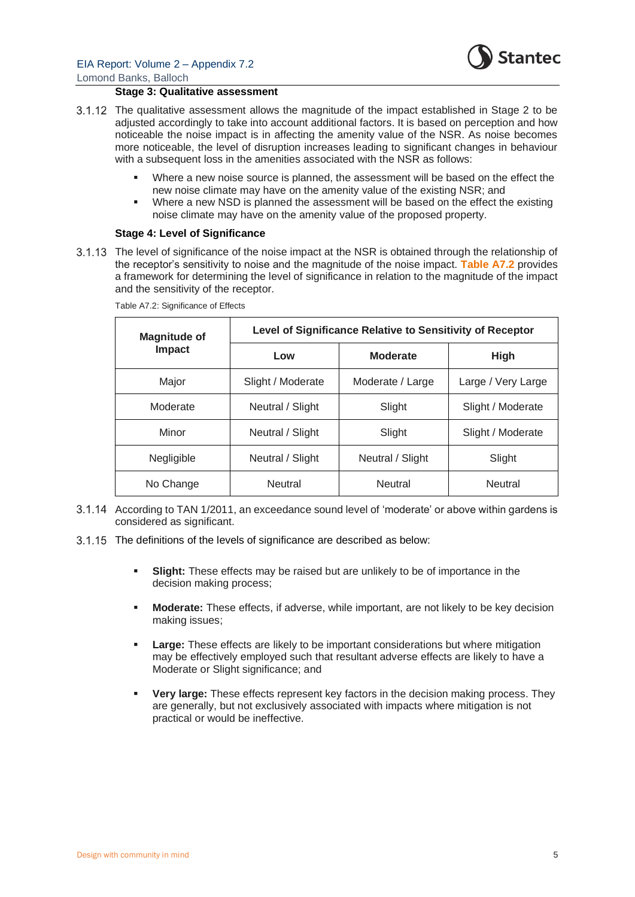**Stage 3: Qualitative assessment**

3.1.12 The qualitative assessment allows the magnitude of the impact established in Stage 2 to be adjusted accordingly to take into account additional factors. It is based on perception and how noticeable the noise impact is in affecting the amenity value of the NSR. As noise becomes more noticeable, the level of disruption increases leading to significant changes in behaviour with a subsequent loss in the amenities associated with the NSR as follows:

- Where a new noise source is planned, the assessment will be based on the effect the new noise climate may have on the amenity value of the existing NSR; and
- Where a new NSD is planned the assessment will be based on the effect the existing noise climate may have on the amenity value of the proposed property.

**Stage 4: Level of Significance**

3.1.13 The level of significance of the noise impact at the NSR is obtained through the relationship of the receptor's sensitivity to noise and the magnitude of the noise impact. **Table A7.2** provides a framework for determining the level of significance in relation to the magnitude of the impact and the sensitivity of the receptor.

Table A7.2: Significance of Effects

| Magnitude of Impact | Level of Significance Relative to Sensitivity of Receptor | | |
|---|---|---|---|
| | **Low** | **Moderate** | **High** |
| Major | Slight / Moderate | Moderate / Large | Large / Very Large |
| Moderate | Neutral / Slight | Slight | Slight / Moderate |
| Minor | Neutral / Slight | Slight | Slight / Moderate |
| Negligible | Neutral / Slight | Neutral / Slight | Slight |
| No Change | Neutral | Neutral | Neutral |

3.1.14 According to TAN 1/2011, an exceedance sound level of 'moderate' or above within gardens is considered as significant.

3.1.15 The definitions of the levels of significance are described as below:

- **Slight:** These effects may be raised but are unlikely to be of importance in the decision making process;
- **Moderate:** These effects, if adverse, while important, are not likely to be key decision making issues;
- **Large:** These effects are likely to be important considerations but where mitigation may be effectively employed such that resultant adverse effects are likely to have a Moderate or Slight significance; and
- **Very large:** These effects represent key factors in the decision making process. They are generally, but not exclusively associated with impacts where mitigation is not practical or would be ineffective.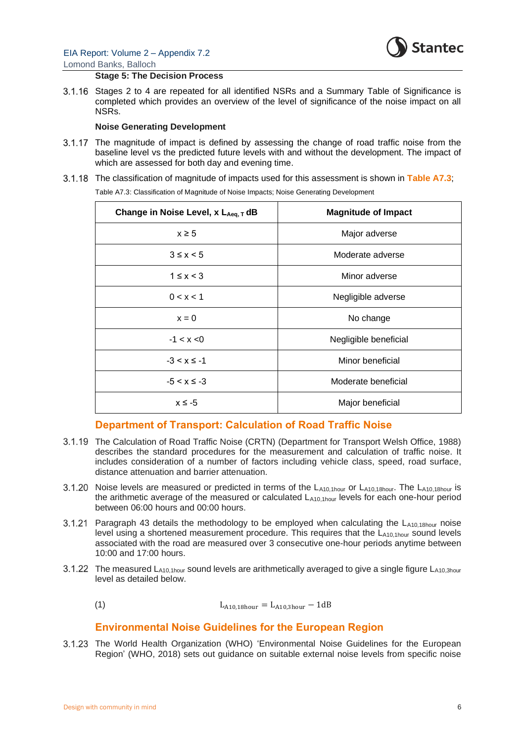**Stage 5: The Decision Process**

3.1.16 Stages 2 to 4 are repeated for all identified NSRs and a Summary Table of Significance is completed which provides an overview of the level of significance of the noise impact on all NSRs.

**Noise Generating Development**

3.1.17 The magnitude of impact is defined by assessing the change of road traffic noise from the baseline level vs the predicted future levels with and without the development. The impact of which are assessed for both day and evening time.

3.1.18 The classification of magnitude of impacts used for this assessment is shown in **Table A7.3**;

Table A7.3: Classification of Magnitude of Noise Impacts; Noise Generating Development

| Change in Noise Level, x $L_{Aeq,T}$ dB | Magnitude of Impact |
|---|---|
| $x \geq 5$ | Major adverse |
| $3 \leq x < 5$ | Moderate adverse |
| $1 \leq x < 3$ | Minor adverse |
| $0 < x < 1$ | Negligible adverse |
| $x = 0$ | No change |
| $-1 < x < 0$ | Negligible beneficial |
| $-3 < x \leq -1$ | Minor beneficial |
| $-5 < x \leq -3$ | Moderate beneficial |
| $x \leq -5$ | Major beneficial |

## Department of Transport: Calculation of Road Traffic Noise

3.1.19 The Calculation of Road Traffic Noise (CRTN) (Department for Transport Welsh Office, 1988) describes the standard procedures for the measurement and calculation of traffic noise. It includes consideration of a number of factors including vehicle class, speed, road surface, distance attenuation and barrier attenuation.

3.1.20 Noise levels are measured or predicted in terms of the $L_{A10,1hour}$ or $L_{A10,18hour}$. The $L_{A10,18hour}$ is the arithmetic average of the measured or calculated $L_{A10,1hour}$ levels for each one-hour period between 06:00 hours and 00:00 hours.

3.1.21 Paragraph 43 details the methodology to be employed when calculating the $L_{A10,18hour}$ noise level using a shortened measurement procedure. This requires that the $L_{A10,1hour}$ sound levels associated with the road are measured over 3 consecutive one-hour periods anytime between 10:00 and 17:00 hours.

3.1.22 The measured $L_{A10,1hour}$ sound levels are arithmetically averaged to give a single figure $L_{A10,3hour}$ level as detailed below.

(1)
$$L_{A10,18hour} = L_{A10,3hour} - 1dB$$

## Environmental Noise Guidelines for the European Region

3.1.23 The World Health Organization (WHO) 'Environmental Noise Guidelines for the European Region' (WHO, 2018) sets out guidance on suitable external noise levels from specific noise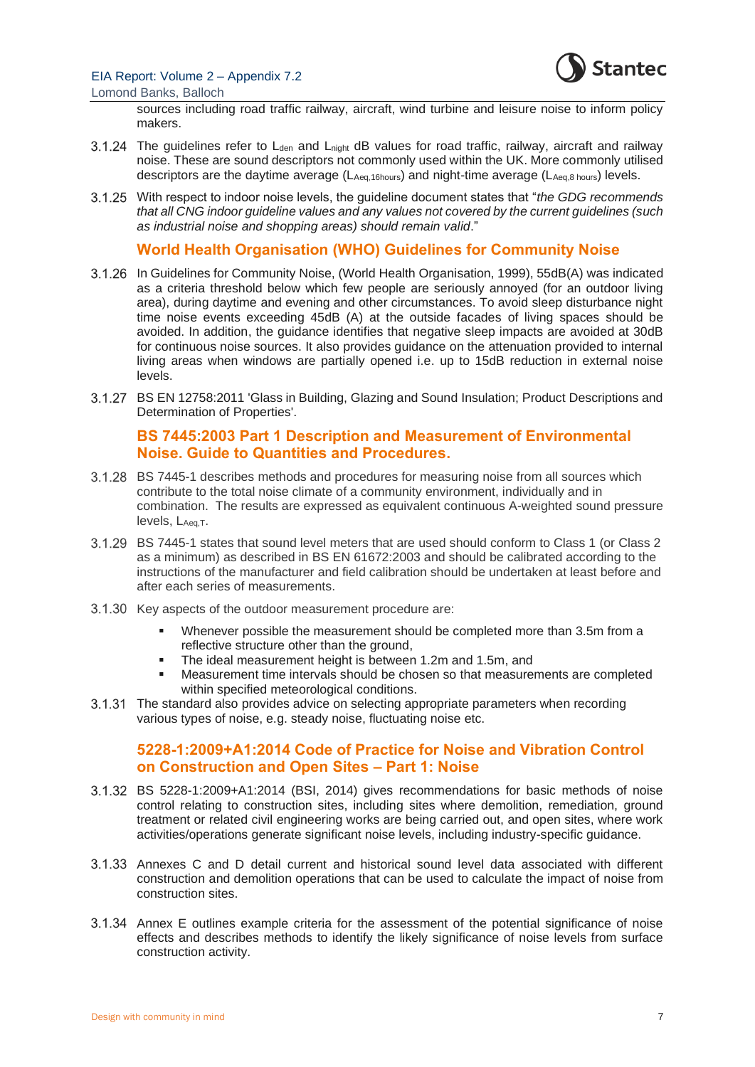sources including road traffic railway, aircraft, wind turbine and leisure noise to inform policy makers.

3.1.24 The guidelines refer to $L_{den}$ and $L_{night}$ dB values for road traffic, railway, aircraft and railway noise. These are sound descriptors not commonly used within the UK. More commonly utilised descriptors are the daytime average ($L_{Aeq,16hours}$) and night-time average ($L_{Aeq,8\ hours}$) levels.

3.1.25 With respect to indoor noise levels, the guideline document states that "*the GDG recommends that all CNG indoor guideline values and any values not covered by the current guidelines (such as industrial noise and shopping areas) should remain valid*."

### World Health Organisation (WHO) Guidelines for Community Noise

3.1.26 In Guidelines for Community Noise, (World Health Organisation, 1999), 55dB(A) was indicated as a criteria threshold below which few people are seriously annoyed (for an outdoor living area), during daytime and evening and other circumstances. To avoid sleep disturbance night time noise events exceeding 45dB (A) at the outside facades of living spaces should be avoided. In addition, the guidance identifies that negative sleep impacts are avoided at 30dB for continuous noise sources. It also provides guidance on the attenuation provided to internal living areas when windows are partially opened i.e. up to 15dB reduction in external noise levels.

3.1.27 BS EN 12758:2011 'Glass in Building, Glazing and Sound Insulation; Product Descriptions and Determination of Properties'.

### BS 7445:2003 Part 1 Description and Measurement of Environmental Noise. Guide to Quantities and Procedures.

3.1.28 BS 7445-1 describes methods and procedures for measuring noise from all sources which contribute to the total noise climate of a community environment, individually and in combination. The results are expressed as equivalent continuous A-weighted sound pressure levels, $L_{Aeq,T}$.

3.1.29 BS 7445-1 states that sound level meters that are used should conform to Class 1 (or Class 2 as a minimum) as described in BS EN 61672:2003 and should be calibrated according to the instructions of the manufacturer and field calibration should be undertaken at least before and after each series of measurements.

3.1.30 Key aspects of the outdoor measurement procedure are:

- Whenever possible the measurement should be completed more than 3.5m from a reflective structure other than the ground,
- The ideal measurement height is between 1.2m and 1.5m, and
- Measurement time intervals should be chosen so that measurements are completed within specified meteorological conditions.

3.1.31 The standard also provides advice on selecting appropriate parameters when recording various types of noise, e.g. steady noise, fluctuating noise etc.

### 5228-1:2009+A1:2014 Code of Practice for Noise and Vibration Control on Construction and Open Sites – Part 1: Noise

3.1.32 BS 5228-1:2009+A1:2014 (BSI, 2014) gives recommendations for basic methods of noise control relating to construction sites, including sites where demolition, remediation, ground treatment or related civil engineering works are being carried out, and open sites, where work activities/operations generate significant noise levels, including industry-specific guidance.

3.1.33 Annexes C and D detail current and historical sound level data associated with different construction and demolition operations that can be used to calculate the impact of noise from construction sites.

3.1.34 Annex E outlines example criteria for the assessment of the potential significance of noise effects and describes methods to identify the likely significance of noise levels from surface construction activity.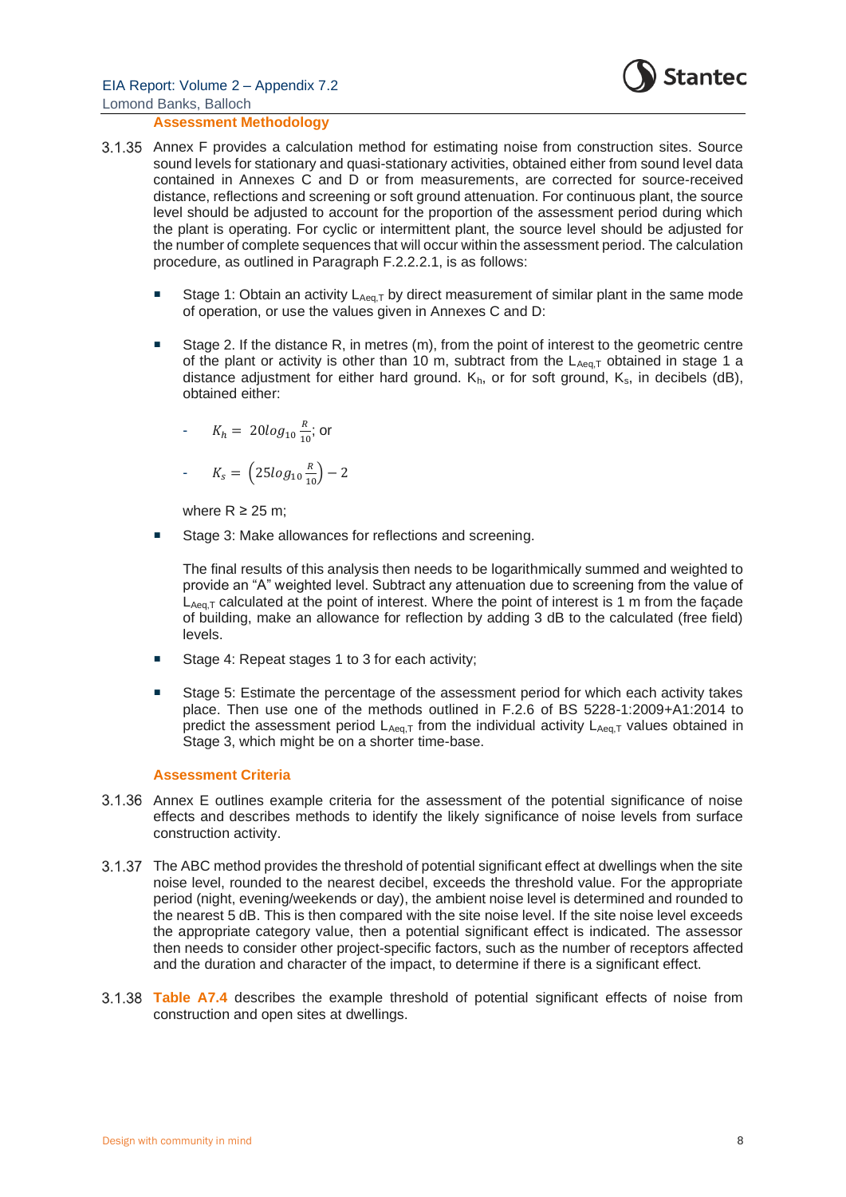### Assessment Methodology

3.1.35 Annex F provides a calculation method for estimating noise from construction sites. Source sound levels for stationary and quasi-stationary activities, obtained either from sound level data contained in Annexes C and D or from measurements, are corrected for source-received distance, reflections and screening or soft ground attenuation. For continuous plant, the source level should be adjusted to account for the proportion of the assessment period during which the plant is operating. For cyclic or intermittent plant, the source level should be adjusted for the number of complete sequences that will occur within the assessment period. The calculation procedure, as outlined in Paragraph F.2.2.2.1, is as follows:

- Stage 1: Obtain an activity $L_{Aeq,T}$ by direct measurement of similar plant in the same mode of operation, or use the values given in Annexes C and D:

- Stage 2. If the distance R, in metres (m), from the point of interest to the geometric centre of the plant or activity is other than 10 m, subtract from the $L_{Aeq,T}$ obtained in stage 1 a distance adjustment for either hard ground. $K_h$, or for soft ground, $K_s$, in decibels (dB), obtained either:

  - $K_h = 20log_{10}\frac{R}{10}$; or

  - $K_s = \left(25log_{10}\frac{R}{10}\right) - 2$

  where R ≥ 25 m;

- Stage 3: Make allowances for reflections and screening.

  The final results of this analysis then needs to be logarithmically summed and weighted to provide an "A" weighted level. Subtract any attenuation due to screening from the value of $L_{Aeq,T}$ calculated at the point of interest. Where the point of interest is 1 m from the façade of building, make an allowance for reflection by adding 3 dB to the calculated (free field) levels.

- Stage 4: Repeat stages 1 to 3 for each activity;

- Stage 5: Estimate the percentage of the assessment period for which each activity takes place. Then use one of the methods outlined in F.2.6 of BS 5228-1:2009+A1:2014 to predict the assessment period $L_{Aeq,T}$ from the individual activity $L_{Aeq,T}$ values obtained in Stage 3, which might be on a shorter time-base.

### Assessment Criteria

3.1.36 Annex E outlines example criteria for the assessment of the potential significance of noise effects and describes methods to identify the likely significance of noise levels from surface construction activity.

3.1.37 The ABC method provides the threshold of potential significant effect at dwellings when the site noise level, rounded to the nearest decibel, exceeds the threshold value. For the appropriate period (night, evening/weekends or day), the ambient noise level is determined and rounded to the nearest 5 dB. This is then compared with the site noise level. If the site noise level exceeds the appropriate category value, then a potential significant effect is indicated. The assessor then needs to consider other project-specific factors, such as the number of receptors affected and the duration and character of the impact, to determine if there is a significant effect.

3.1.38 **Table A7.4** describes the example threshold of potential significant effects of noise from construction and open sites at dwellings.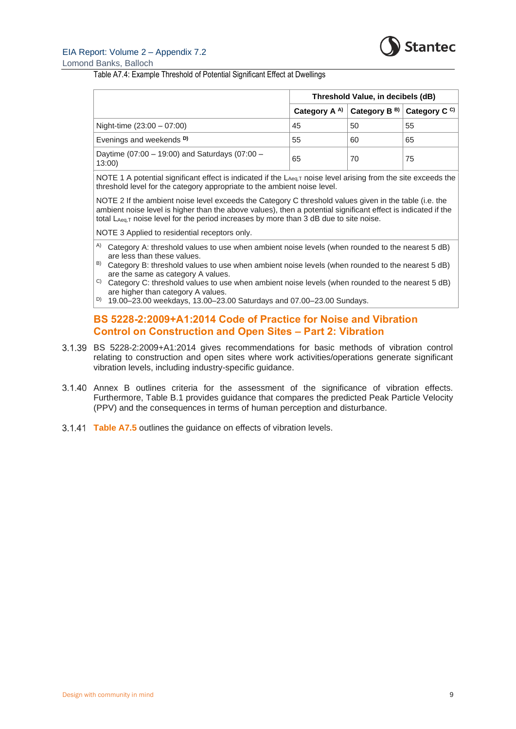Table A7.4: Example Threshold of Potential Significant Effect at Dwellings

| | Threshold Value, in decibels (dB) | | |
|---|---|---|---|
| | **Category A [A)]** | **Category B [B)]** | **Category C [C)]** |
| Night-time (23:00 – 07:00) | 45 | 50 | 55 |
| Evenings and weekends [D)] | 55 | 60 | 65 |
| Daytime (07:00 – 19:00) and Saturdays (07:00 – 13:00) | 65 | 70 | 75 |

NOTE 1 A potential significant effect is indicated if the $L_{Aeq,T}$ noise level arising from the site exceeds the threshold level for the category appropriate to the ambient noise level.

NOTE 2 If the ambient noise level exceeds the Category C threshold values given in the table (i.e. the ambient noise level is higher than the above values), then a potential significant effect is indicated if the total $L_{Aeq,T}$ noise level for the period increases by more than 3 dB due to site noise.

NOTE 3 Applied to residential receptors only.

A) Category A: threshold values to use when ambient noise levels (when rounded to the nearest 5 dB) are less than these values.

B) Category B: threshold values to use when ambient noise levels (when rounded to the nearest 5 dB) are the same as category A values.

C) Category C: threshold values to use when ambient noise levels (when rounded to the nearest 5 dB) are higher than category A values.

D) 19.00–23.00 weekdays, 13.00–23.00 Saturdays and 07.00–23.00 Sundays.

## BS 5228-2:2009+A1:2014 Code of Practice for Noise and Vibration Control on Construction and Open Sites – Part 2: Vibration

3.1.39 BS 5228-2:2009+A1:2014 gives recommendations for basic methods of vibration control relating to construction and open sites where work activities/operations generate significant vibration levels, including industry-specific guidance.

3.1.40 Annex B outlines criteria for the assessment of the significance of vibration effects. Furthermore, Table B.1 provides guidance that compares the predicted Peak Particle Velocity (PPV) and the consequences in terms of human perception and disturbance.

3.1.41 **Table A7.5** outlines the guidance on effects of vibration levels.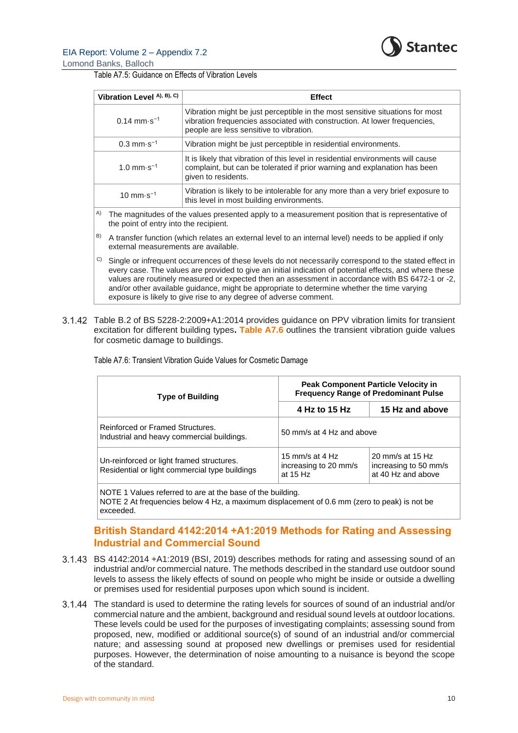Table A7.5: Guidance on Effects of Vibration Levels

| Vibration Level A), B), C) | Effect |
|---|---|
| 0.14 mm·s$^{-1}$ | Vibration might be just perceptible in the most sensitive situations for most vibration frequencies associated with construction. At lower frequencies, people are less sensitive to vibration. |
| 0.3 mm·s$^{-1}$ | Vibration might be just perceptible in residential environments. |
| 1.0 mm·s$^{-1}$ | It is likely that vibration of this level in residential environments will cause complaint, but can be tolerated if prior warning and explanation has been given to residents. |
| 10 mm·s$^{-1}$ | Vibration is likely to be intolerable for any more than a very brief exposure to this level in most building environments. |

A) The magnitudes of the values presented apply to a measurement position that is representative of the point of entry into the recipient.

B) A transfer function (which relates an external level to an internal level) needs to be applied if only external measurements are available.

C) Single or infrequent occurrences of these levels do not necessarily correspond to the stated effect in every case. The values are provided to give an initial indication of potential effects, and where these values are routinely measured or expected then an assessment in accordance with BS 6472-1 or -2, and/or other available guidance, might be appropriate to determine whether the time varying exposure is likely to give rise to any degree of adverse comment.

3.1.42 Table B.2 of BS 5228-2:2009+A1:2014 provides guidance on PPV vibration limits for transient excitation for different building types**.** **Table A7.6** outlines the transient vibration guide values for cosmetic damage to buildings.

Table A7.6: Transient Vibration Guide Values for Cosmetic Damage

| Type of Building | Peak Component Particle Velocity in Frequency Range of Predominant Pulse | |
|---|---|---|
| | **4 Hz to 15 Hz** | **15 Hz and above** |
| Reinforced or Framed Structures. Industrial and heavy commercial buildings. | 50 mm/s at 4 Hz and above | |
| Un-reinforced or light framed structures. Residential or light commercial type buildings | 15 mm/s at 4 Hz increasing to 20 mm/s at 15 Hz | 20 mm/s at 15 Hz increasing to 50 mm/s at 40 Hz and above |

NOTE 1 Values referred to are at the base of the building.
NOTE 2 At frequencies below 4 Hz, a maximum displacement of 0.6 mm (zero to peak) is not be exceeded.

## British Standard 4142:2014 +A1:2019 Methods for Rating and Assessing Industrial and Commercial Sound

3.1.43 BS 4142:2014 +A1:2019 (BSI, 2019) describes methods for rating and assessing sound of an industrial and/or commercial nature. The methods described in the standard use outdoor sound levels to assess the likely effects of sound on people who might be inside or outside a dwelling or premises used for residential purposes upon which sound is incident.

3.1.44 The standard is used to determine the rating levels for sources of sound of an industrial and/or commercial nature and the ambient, background and residual sound levels at outdoor locations. These levels could be used for the purposes of investigating complaints; assessing sound from proposed, new, modified or additional source(s) of sound of an industrial and/or commercial nature; and assessing sound at proposed new dwellings or premises used for residential purposes. However, the determination of noise amounting to a nuisance is beyond the scope of the standard.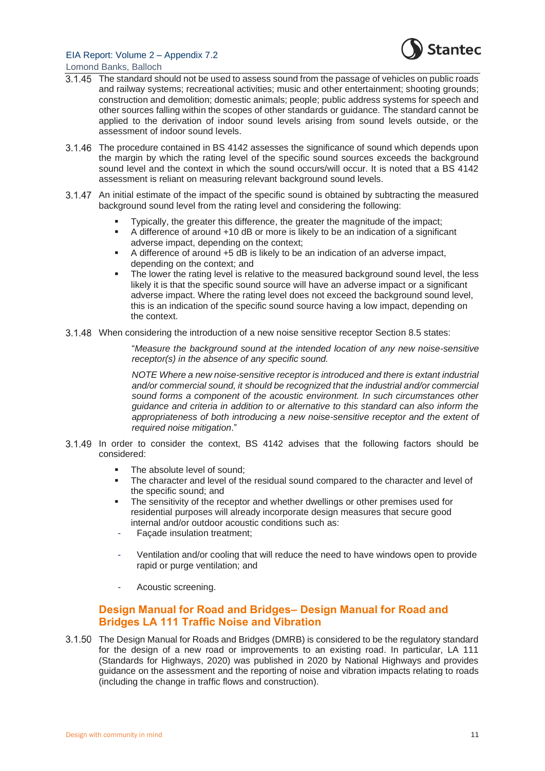3.1.45 The standard should not be used to assess sound from the passage of vehicles on public roads and railway systems; recreational activities; music and other entertainment; shooting grounds; construction and demolition; domestic animals; people; public address systems for speech and other sources falling within the scopes of other standards or guidance. The standard cannot be applied to the derivation of indoor sound levels arising from sound levels outside, or the assessment of indoor sound levels.

3.1.46 The procedure contained in BS 4142 assesses the significance of sound which depends upon the margin by which the rating level of the specific sound sources exceeds the background sound level and the context in which the sound occurs/will occur. It is noted that a BS 4142 assessment is reliant on measuring relevant background sound levels.

3.1.47 An initial estimate of the impact of the specific sound is obtained by subtracting the measured background sound level from the rating level and considering the following:

- Typically, the greater this difference, the greater the magnitude of the impact;
- A difference of around +10 dB or more is likely to be an indication of a significant adverse impact, depending on the context;
- A difference of around +5 dB is likely to be an indication of an adverse impact, depending on the context; and
- The lower the rating level is relative to the measured background sound level, the less likely it is that the specific sound source will have an adverse impact or a significant adverse impact. Where the rating level does not exceed the background sound level, this is an indication of the specific sound source having a low impact, depending on the context.

3.1.48 When considering the introduction of a new noise sensitive receptor Section 8.5 states:

> "*Measure the background sound at the intended location of any new noise-sensitive receptor(s) in the absence of any specific sound.*
>
> *NOTE Where a new noise-sensitive receptor is introduced and there is extant industrial and/or commercial sound, it should be recognized that the industrial and/or commercial sound forms a component of the acoustic environment. In such circumstances other guidance and criteria in addition to or alternative to this standard can also inform the appropriateness of both introducing a new noise-sensitive receptor and the extent of required noise mitigation*."

3.1.49 In order to consider the context, BS 4142 advises that the following factors should be considered:

- The absolute level of sound;
- The character and level of the residual sound compared to the character and level of the specific sound; and
- The sensitivity of the receptor and whether dwellings or other premises used for residential purposes will already incorporate design measures that secure good internal and/or outdoor acoustic conditions such as:
  - Façade insulation treatment;
  - Ventilation and/or cooling that will reduce the need to have windows open to provide rapid or purge ventilation; and
  - Acoustic screening.

### Design Manual for Road and Bridges– Design Manual for Road and Bridges LA 111 Traffic Noise and Vibration

3.1.50 The Design Manual for Roads and Bridges (DMRB) is considered to be the regulatory standard for the design of a new road or improvements to an existing road. In particular, LA 111 (Standards for Highways, 2020) was published in 2020 by National Highways and provides guidance on the assessment and the reporting of noise and vibration impacts relating to roads (including the change in traffic flows and construction).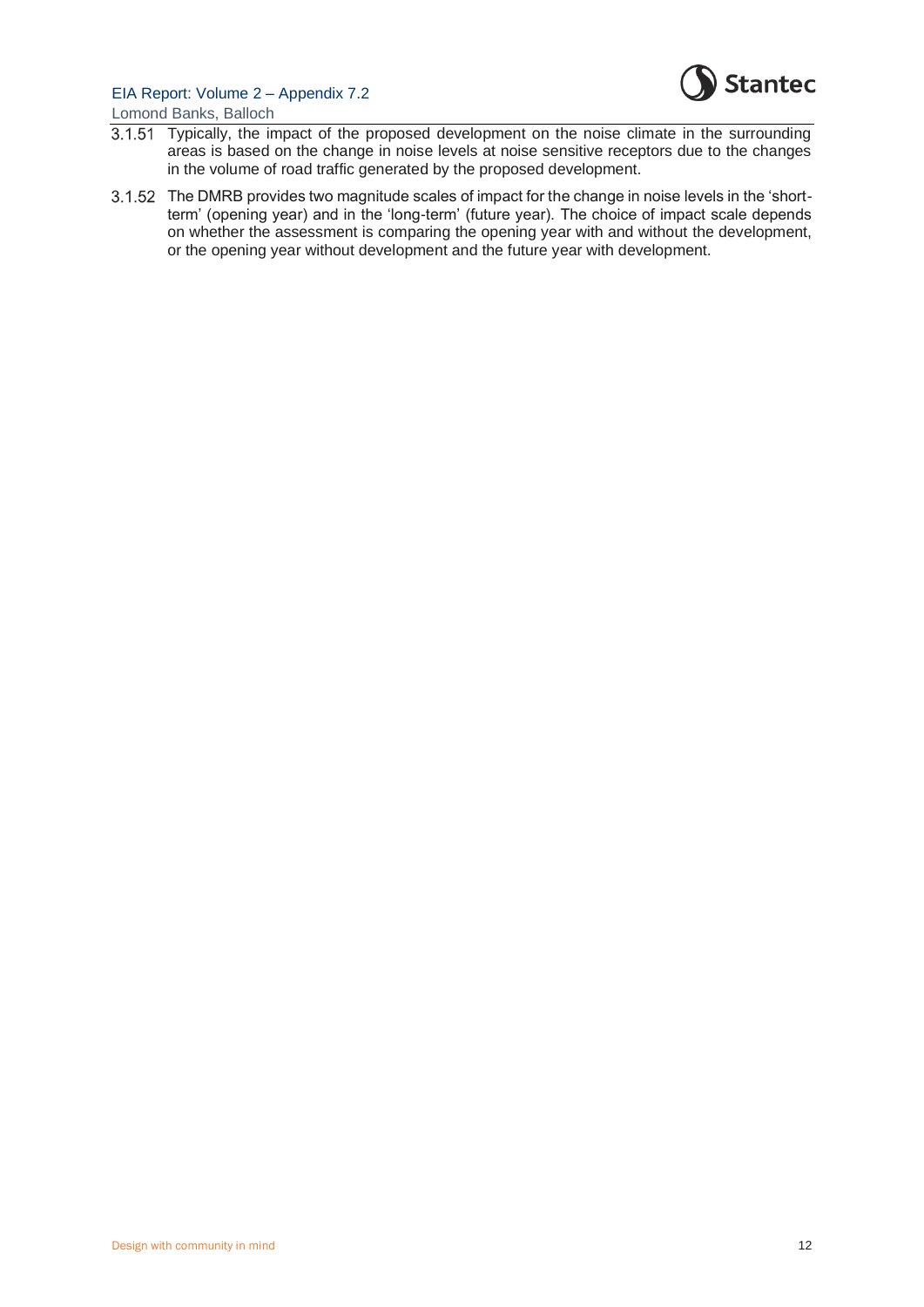3.1.51 Typically, the impact of the proposed development on the noise climate in the surrounding areas is based on the change in noise levels at noise sensitive receptors due to the changes in the volume of road traffic generated by the proposed development.

3.1.52 The DMRB provides two magnitude scales of impact for the change in noise levels in the 'short-term' (opening year) and in the 'long-term' (future year). The choice of impact scale depends on whether the assessment is comparing the opening year with and without the development, or the opening year without development and the future year with development.